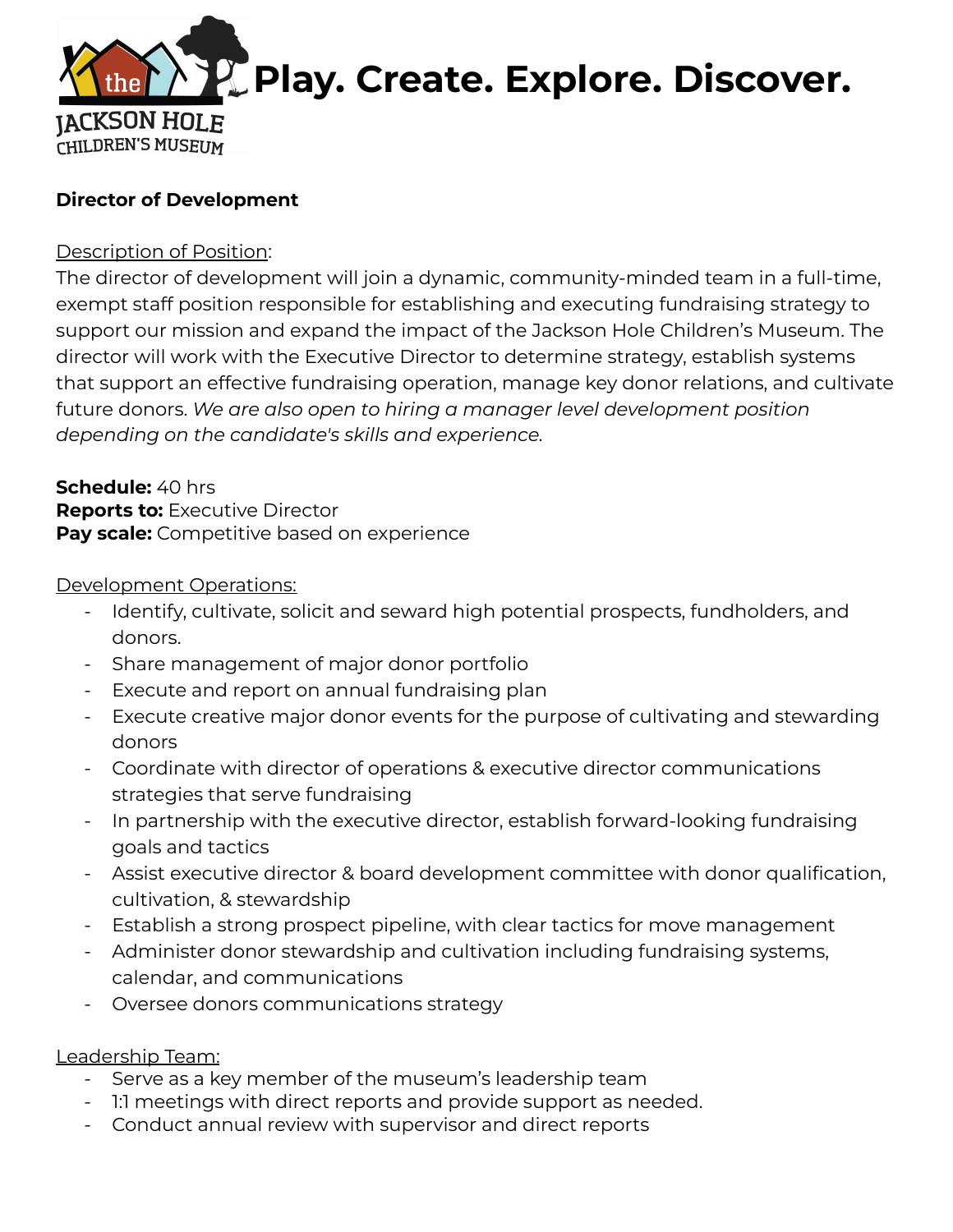# Play. Create. Explore. Discover.

**Director of Development**

Description of Position:

The director of development will join a dynamic, community-minded team in a full-time, exempt staff position responsible for establishing and executing fundraising strategy to support our mission and expand the impact of the Jackson Hole Children's Museum. The director will work with the Executive Director to determine strategy, establish systems that support an effective fundraising operation, manage key donor relations, and cultivate future donors. *We are also open to hiring a manager level development position depending on the candidate's skills and experience.*

**Schedule:** 40 hrs
**Reports to:** Executive Director
**Pay scale:** Competitive based on experience

Development Operations:

- Identify, cultivate, solicit and seward high potential prospects, fundholders, and donors.
- Share management of major donor portfolio
- Execute and report on annual fundraising plan
- Execute creative major donor events for the purpose of cultivating and stewarding donors
- Coordinate with director of operations & executive director communications strategies that serve fundraising
- In partnership with the executive director, establish forward-looking fundraising goals and tactics
- Assist executive director & board development committee with donor qualification, cultivation, & stewardship
- Establish a strong prospect pipeline, with clear tactics for move management
- Administer donor stewardship and cultivation including fundraising systems, calendar, and communications
- Oversee donors communications strategy

Leadership Team:

- Serve as a key member of the museum's leadership team
- 1:1 meetings with direct reports and provide support as needed.
- Conduct annual review with supervisor and direct reports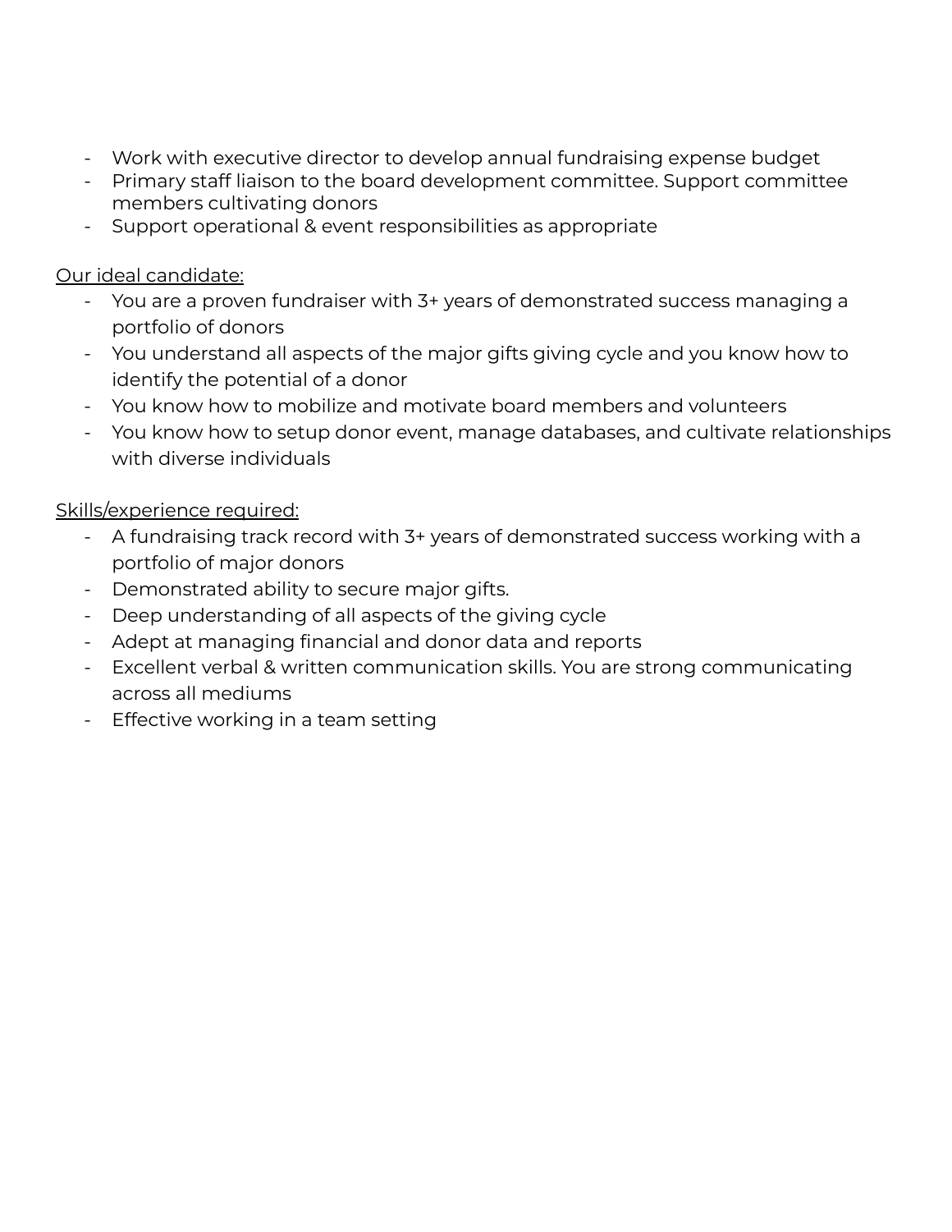- Work with executive director to develop annual fundraising expense budget
- Primary staff liaison to the board development committee. Support committee members cultivating donors
- Support operational & event responsibilities as appropriate

Our ideal candidate:

- You are a proven fundraiser with 3+ years of demonstrated success managing a portfolio of donors
- You understand all aspects of the major gifts giving cycle and you know how to identify the potential of a donor
- You know how to mobilize and motivate board members and volunteers
- You know how to setup donor event, manage databases, and cultivate relationships with diverse individuals

Skills/experience required:

- A fundraising track record with 3+ years of demonstrated success working with a portfolio of major donors
- Demonstrated ability to secure major gifts.
- Deep understanding of all aspects of the giving cycle
- Adept at managing financial and donor data and reports
- Excellent verbal & written communication skills. You are strong communicating across all mediums
- Effective working in a team setting